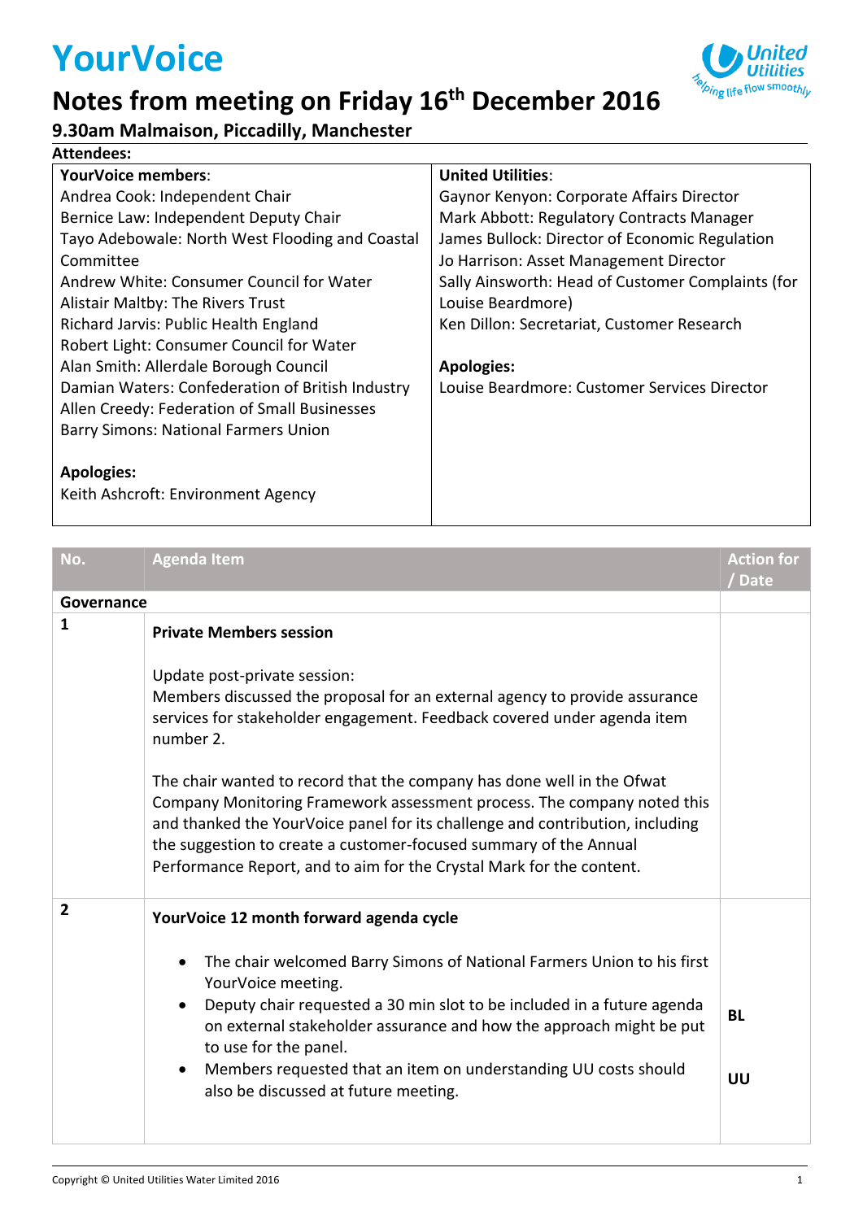# YourVoice

## Notes from meeting on Friday 16th December 2016

### 9.30am Malmaison, Piccadilly, Manchester

**Attendees:**

| **YourVoice members**: | **United Utilities**: |
|---|---|
| Andrea Cook: Independent Chair | Gaynor Kenyon: Corporate Affairs Director |
| Bernice Law: Independent Deputy Chair | Mark Abbott: Regulatory Contracts Manager |
| Tayo Adebowale: North West Flooding and Coastal Committee | James Bullock: Director of Economic Regulation |
| Andrew White: Consumer Council for Water | Jo Harrison: Asset Management Director |
| Alistair Maltby: The Rivers Trust | Sally Ainsworth: Head of Customer Complaints (for Louise Beardmore) |
| Richard Jarvis: Public Health England | Ken Dillon: Secretariat, Customer Research |
| Robert Light: Consumer Council for Water | |
| Alan Smith: Allerdale Borough Council | **Apologies:** |
| Damian Waters: Confederation of British Industry | Louise Beardmore: Customer Services Director |
| Allen Creedy: Federation of Small Businesses | |
| Barry Simons: National Farmers Union | |
| | |
| **Apologies:** | |
| Keith Ashcroft: Environment Agency | |

| No. | Agenda Item | Action for / Date |
|---|---|---|
| **Governance** | | |
| **1** | **Private Members session**<br><br>Update post-private session:<br>Members discussed the proposal for an external agency to provide assurance services for stakeholder engagement. Feedback covered under agenda item number 2.<br><br>The chair wanted to record that the company has done well in the Ofwat Company Monitoring Framework assessment process. The company noted this and thanked the YourVoice panel for its challenge and contribution, including the suggestion to create a customer-focused summary of the Annual Performance Report, and to aim for the Crystal Mark for the content. | |
| **2** | **YourVoice 12 month forward agenda cycle**<br><br>• The chair welcomed Barry Simons of National Farmers Union to his first YourVoice meeting.<br>• Deputy chair requested a 30 min slot to be included in a future agenda on external stakeholder assurance and how the approach might be put to use for the panel.<br>• Members requested that an item on understanding UU costs should also be discussed at future meeting. | <br><br><br><br>**BL**<br><br>**UU** |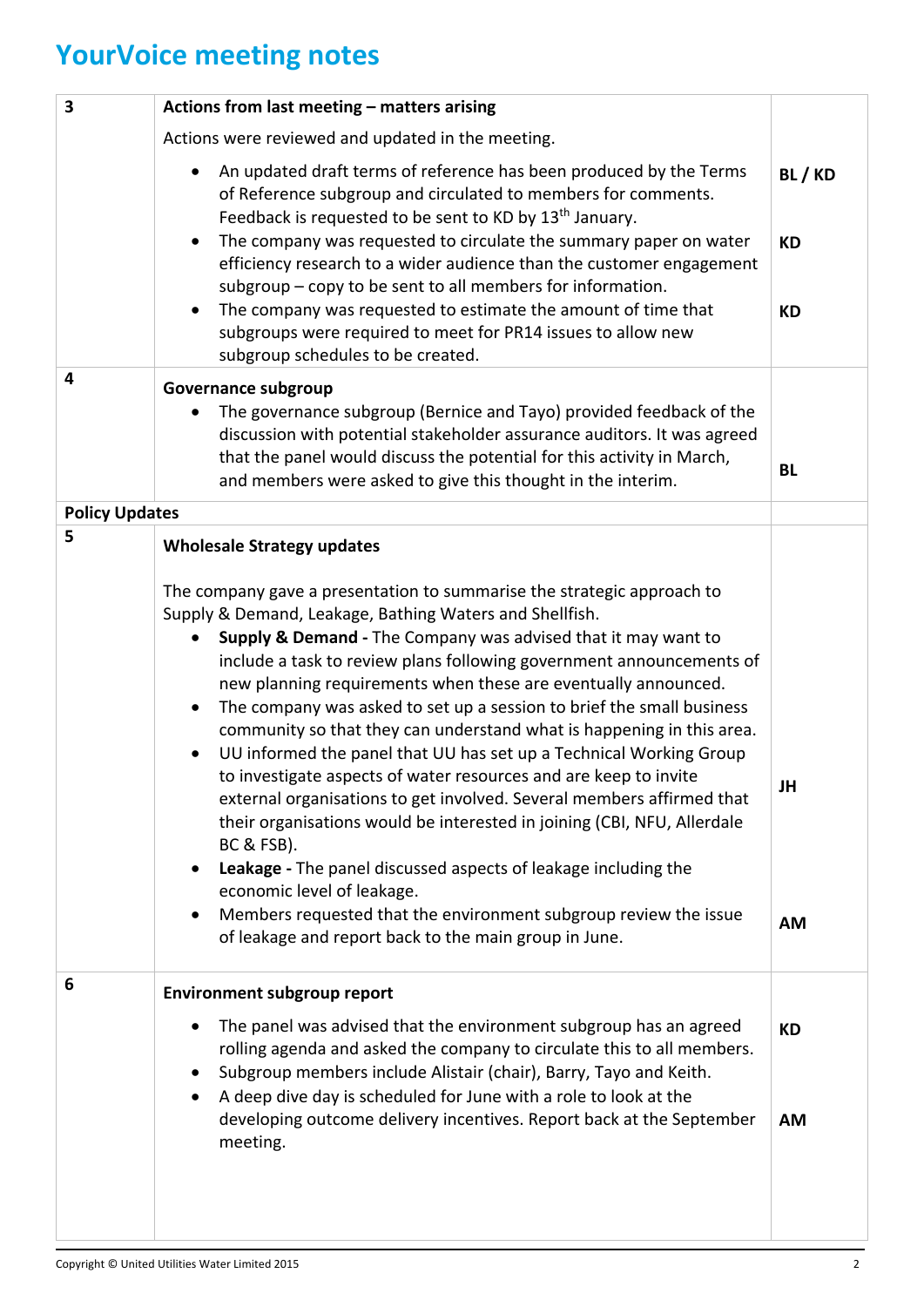# YourVoice meeting notes

| | | |
|---|---|---|
| 3 | **Actions from last meeting – matters arising** | |
| | Actions were reviewed and updated in the meeting. | |
| | • An updated draft terms of reference has been produced by the Terms of Reference subgroup and circulated to members for comments. Feedback is requested to be sent to KD by 13th January. | **BL / KD** |
| | • The company was requested to circulate the summary paper on water efficiency research to a wider audience than the customer engagement subgroup – copy to be sent to all members for information. | **KD** |
| | • The company was requested to estimate the amount of time that subgroups were required to meet for PR14 issues to allow new subgroup schedules to be created. | **KD** |
| 4 | **Governance subgroup** | |
| | • The governance subgroup (Bernice and Tayo) provided feedback of the discussion with potential stakeholder assurance auditors. It was agreed that the panel would discuss the potential for this activity in March, and members were asked to give this thought in the interim. | **BL** |
| **Policy Updates** | | |
| 5 | **Wholesale Strategy updates** | |
| | The company gave a presentation to summarise the strategic approach to Supply & Demand, Leakage, Bathing Waters and Shellfish. | |
| | • **Supply & Demand -** The Company was advised that it may want to include a task to review plans following government announcements of new planning requirements when these are eventually announced. | |
| | • The company was asked to set up a session to brief the small business community so that they can understand what is happening in this area. | |
| | • UU informed the panel that UU has set up a Technical Working Group to investigate aspects of water resources and are keep to invite external organisations to get involved. Several members affirmed that their organisations would be interested in joining (CBI, NFU, Allerdale BC & FSB). | **JH** |
| | • **Leakage -** The panel discussed aspects of leakage including the economic level of leakage. | |
| | • Members requested that the environment subgroup review the issue of leakage and report back to the main group in June. | **AM** |
| 6 | **Environment subgroup report** | |
| | • The panel was advised that the environment subgroup has an agreed rolling agenda and asked the company to circulate this to all members. | **KD** |
| | • Subgroup members include Alistair (chair), Barry, Tayo and Keith. | |
| | • A deep dive day is scheduled for June with a role to look at the developing outcome delivery incentives. Report back at the September meeting. | **AM** |

Copyright © United Utilities Water Limited 2015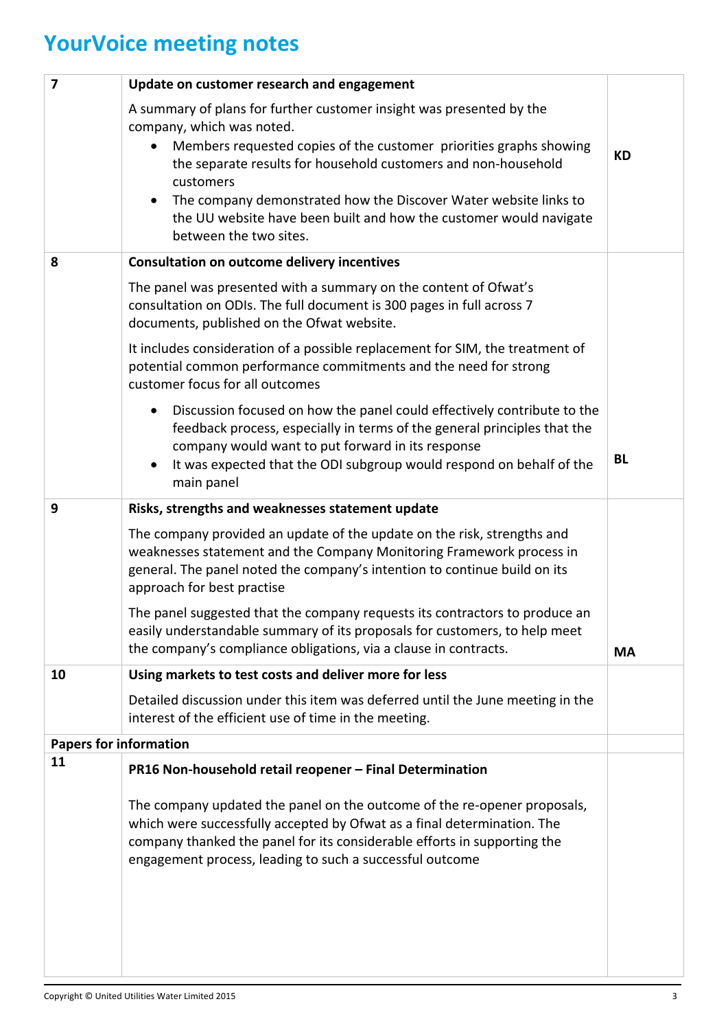# YourVoice meeting notes

| | | |
|---|---|---|
| **7** | **Update on customer research and engagement**<br><br>A summary of plans for further customer insight was presented by the company, which was noted.<br>• Members requested copies of the customer priorities graphs showing the separate results for household customers and non-household customers<br>• The company demonstrated how the Discover Water website links to the UU website have been built and how the customer would navigate between the two sites. | **KD** |
| **8** | **Consultation on outcome delivery incentives**<br><br>The panel was presented with a summary on the content of Ofwat's consultation on ODIs. The full document is 300 pages in full across 7 documents, published on the Ofwat website.<br><br>It includes consideration of a possible replacement for SIM, the treatment of potential common performance commitments and the need for strong customer focus for all outcomes<br>• Discussion focused on how the panel could effectively contribute to the feedback process, especially in terms of the general principles that the company would want to put forward in its response<br>• It was expected that the ODI subgroup would respond on behalf of the main panel | **BL** |
| **9** | **Risks, strengths and weaknesses statement update**<br><br>The company provided an update of the update on the risk, strengths and weaknesses statement and the Company Monitoring Framework process in general. The panel noted the company's intention to continue build on its approach for best practise<br><br>The panel suggested that the company requests its contractors to produce an easily understandable summary of its proposals for customers, to help meet the company's compliance obligations, via a clause in contracts. | **MA** |
| **10** | **Using markets to test costs and deliver more for less**<br><br>Detailed discussion under this item was deferred until the June meeting in the interest of the efficient use of time in the meeting. | |
| **Papers for information** | | |
| **11** | **PR16 Non-household retail reopener – Final Determination**<br><br>The company updated the panel on the outcome of the re-opener proposals, which were successfully accepted by Ofwat as a final determination. The company thanked the panel for its considerable efforts in supporting the engagement process, leading to such a successful outcome | |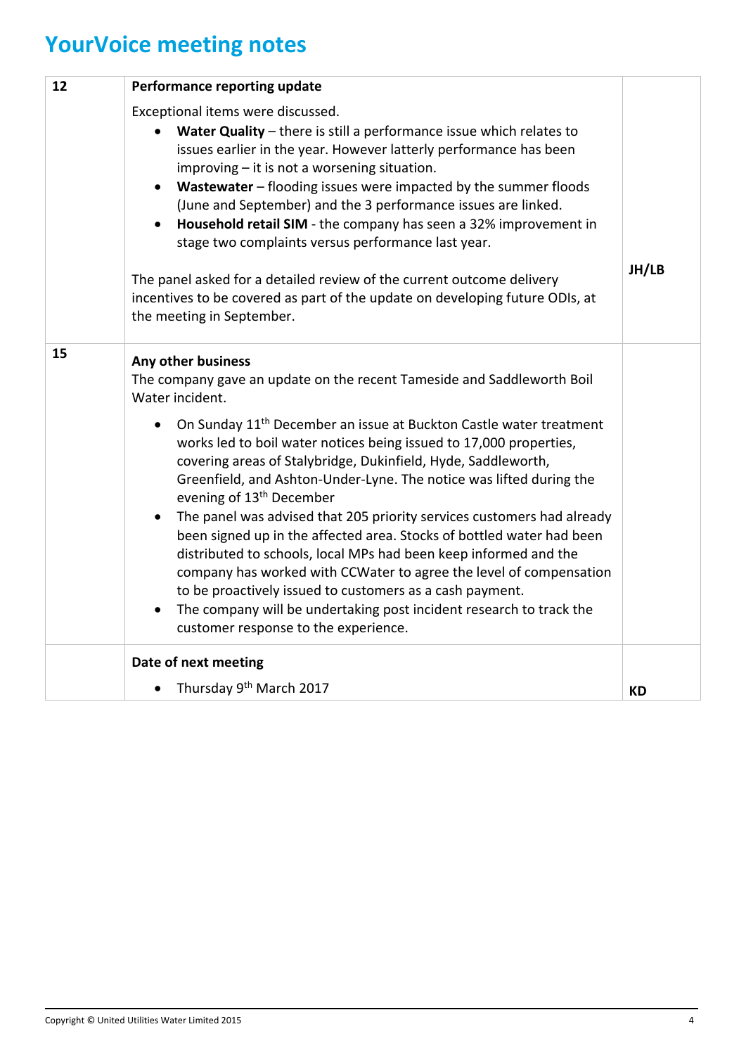# YourVoice meeting notes

| | | |
|---|---|---|
| 12 | **Performance reporting update**<br><br>Exceptional items were discussed.<br>• **Water Quality** – there is still a performance issue which relates to issues earlier in the year. However latterly performance has been improving – it is not a worsening situation.<br>• **Wastewater** – flooding issues were impacted by the summer floods (June and September) and the 3 performance issues are linked.<br>• **Household retail SIM** - the company has seen a 32% improvement in stage two complaints versus performance last year.<br><br>The panel asked for a detailed review of the current outcome delivery incentives to be covered as part of the update on developing future ODIs, at the meeting in September. | **JH/LB** |
| 15 | **Any other business**<br>The company gave an update on the recent Tameside and Saddleworth Boil Water incident.<br><br>• On Sunday 11th December an issue at Buckton Castle water treatment works led to boil water notices being issued to 17,000 properties, covering areas of Stalybridge, Dukinfield, Hyde, Saddleworth, Greenfield, and Ashton-Under-Lyne. The notice was lifted during the evening of 13th December<br>• The panel was advised that 205 priority services customers had already been signed up in the affected area. Stocks of bottled water had been distributed to schools, local MPs had been keep informed and the company has worked with CCWater to agree the level of compensation to be proactively issued to customers as a cash payment.<br>• The company will be undertaking post incident research to track the customer response to the experience. | |
| | **Date of next meeting**<br><br>• Thursday 9th March 2017 | **KD** |

Copyright © United Utilities Water Limited 2015